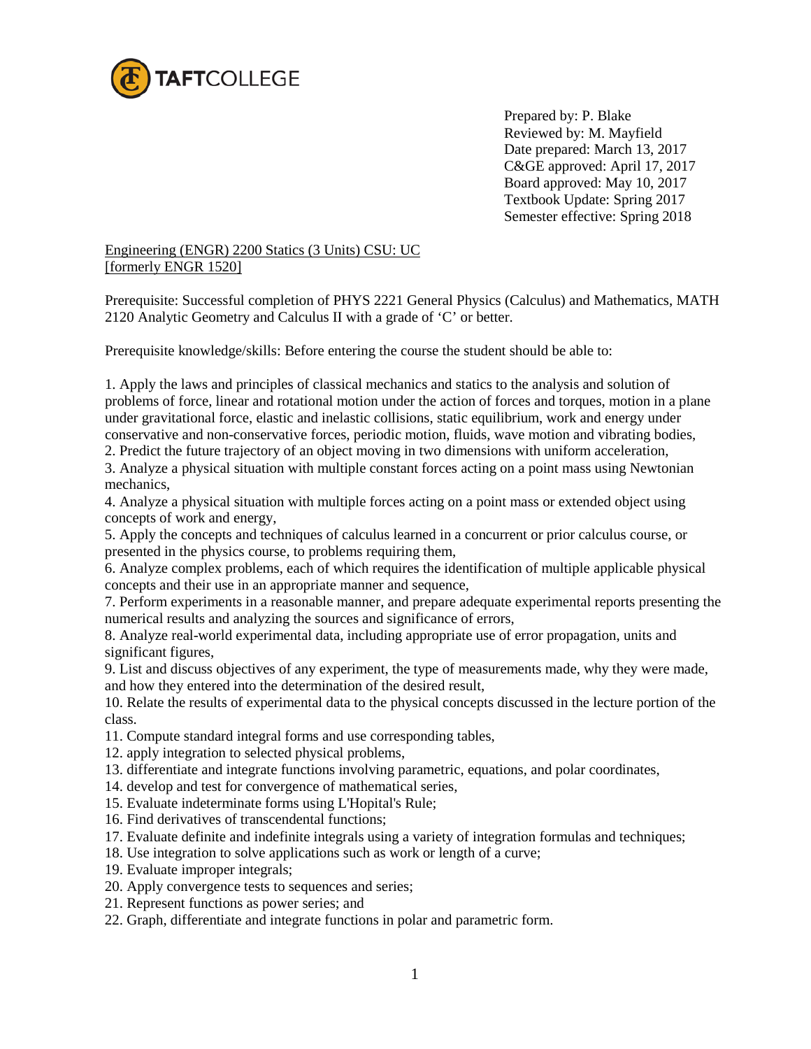TAFTCOLLEGE

Prepared by: P. Blake
Reviewed by: M. Mayfield
Date prepared: March 13, 2017
C&GE approved: April 17, 2017
Board approved: May 10, 2017
Textbook Update: Spring 2017
Semester effective: Spring 2018

Engineering (ENGR) 2200 Statics (3 Units) CSU: UC
[formerly ENGR 1520]

Prerequisite: Successful completion of PHYS 2221 General Physics (Calculus) and Mathematics, MATH 2120 Analytic Geometry and Calculus II with a grade of 'C' or better.

Prerequisite knowledge/skills: Before entering the course the student should be able to:

1. Apply the laws and principles of classical mechanics and statics to the analysis and solution of problems of force, linear and rotational motion under the action of forces and torques, motion in a plane under gravitational force, elastic and inelastic collisions, static equilibrium, work and energy under conservative and non-conservative forces, periodic motion, fluids, wave motion and vibrating bodies,
2. Predict the future trajectory of an object moving in two dimensions with uniform acceleration,
3. Analyze a physical situation with multiple constant forces acting on a point mass using Newtonian mechanics,
4. Analyze a physical situation with multiple forces acting on a point mass or extended object using concepts of work and energy,
5. Apply the concepts and techniques of calculus learned in a concurrent or prior calculus course, or presented in the physics course, to problems requiring them,
6. Analyze complex problems, each of which requires the identification of multiple applicable physical concepts and their use in an appropriate manner and sequence,
7. Perform experiments in a reasonable manner, and prepare adequate experimental reports presenting the numerical results and analyzing the sources and significance of errors,
8. Analyze real-world experimental data, including appropriate use of error propagation, units and significant figures,
9. List and discuss objectives of any experiment, the type of measurements made, why they were made, and how they entered into the determination of the desired result,
10. Relate the results of experimental data to the physical concepts discussed in the lecture portion of the class.
11. Compute standard integral forms and use corresponding tables,
12. apply integration to selected physical problems,
13. differentiate and integrate functions involving parametric, equations, and polar coordinates,
14. develop and test for convergence of mathematical series,
15. Evaluate indeterminate forms using L'Hopital's Rule;
16. Find derivatives of transcendental functions;
17. Evaluate definite and indefinite integrals using a variety of integration formulas and techniques;
18. Use integration to solve applications such as work or length of a curve;
19. Evaluate improper integrals;
20. Apply convergence tests to sequences and series;
21. Represent functions as power series; and
22. Graph, differentiate and integrate functions in polar and parametric form.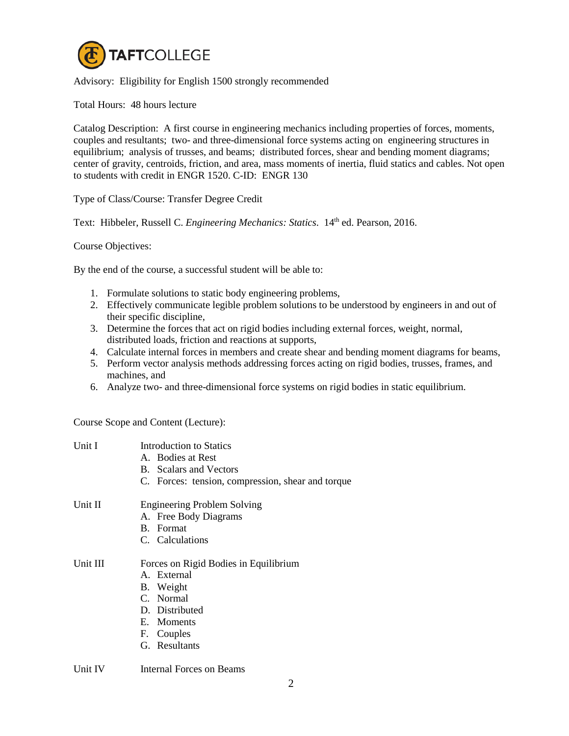Advisory: Eligibility for English 1500 strongly recommended

Total Hours: 48 hours lecture

Catalog Description: A first course in engineering mechanics including properties of forces, moments, couples and resultants; two- and three-dimensional force systems acting on engineering structures in equilibrium; analysis of trusses, and beams; distributed forces, shear and bending moment diagrams; center of gravity, centroids, friction, and area, mass moments of inertia, fluid statics and cables. Not open to students with credit in ENGR 1520. C-ID: ENGR 130

Type of Class/Course: Transfer Degree Credit

Text: Hibbeler, Russell C. *Engineering Mechanics: Statics*. 14th ed. Pearson, 2016.

Course Objectives:

By the end of the course, a successful student will be able to:

1. Formulate solutions to static body engineering problems,
2. Effectively communicate legible problem solutions to be understood by engineers in and out of their specific discipline,
3. Determine the forces that act on rigid bodies including external forces, weight, normal, distributed loads, friction and reactions at supports,
4. Calculate internal forces in members and create shear and bending moment diagrams for beams,
5. Perform vector analysis methods addressing forces acting on rigid bodies, trusses, frames, and machines, and
6. Analyze two- and three-dimensional force systems on rigid bodies in static equilibrium.

Course Scope and Content (Lecture):

Unit I — Introduction to Statics
- A. Bodies at Rest
- B. Scalars and Vectors
- C. Forces: tension, compression, shear and torque

Unit II — Engineering Problem Solving
- A. Free Body Diagrams
- B. Format
- C. Calculations

Unit III — Forces on Rigid Bodies in Equilibrium
- A. External
- B. Weight
- C. Normal
- D. Distributed
- E. Moments
- F. Couples
- G. Resultants

Unit IV — Internal Forces on Beams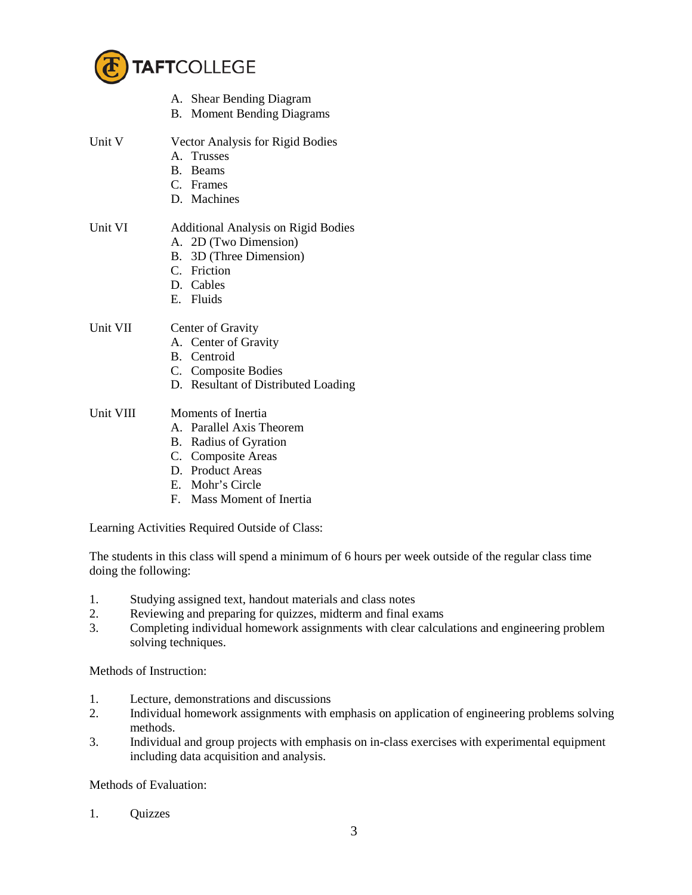A. Shear Bending Diagram
B. Moment Bending Diagrams

Unit V — Vector Analysis for Rigid Bodies

A. Trusses
B. Beams
C. Frames
D. Machines

Unit VI — Additional Analysis on Rigid Bodies

A. 2D (Two Dimension)
B. 3D (Three Dimension)
C. Friction
D. Cables
E. Fluids

Unit VII — Center of Gravity

A. Center of Gravity
B. Centroid
C. Composite Bodies
D. Resultant of Distributed Loading

Unit VIII — Moments of Inertia

A. Parallel Axis Theorem
B. Radius of Gyration
C. Composite Areas
D. Product Areas
E. Mohr's Circle
F. Mass Moment of Inertia

Learning Activities Required Outside of Class:

The students in this class will spend a minimum of 6 hours per week outside of the regular class time doing the following:

1. Studying assigned text, handout materials and class notes
2. Reviewing and preparing for quizzes, midterm and final exams
3. Completing individual homework assignments with clear calculations and engineering problem solving techniques.

Methods of Instruction:

1. Lecture, demonstrations and discussions
2. Individual homework assignments with emphasis on application of engineering problems solving methods.
3. Individual and group projects with emphasis on in-class exercises with experimental equipment including data acquisition and analysis.

Methods of Evaluation:

1. Quizzes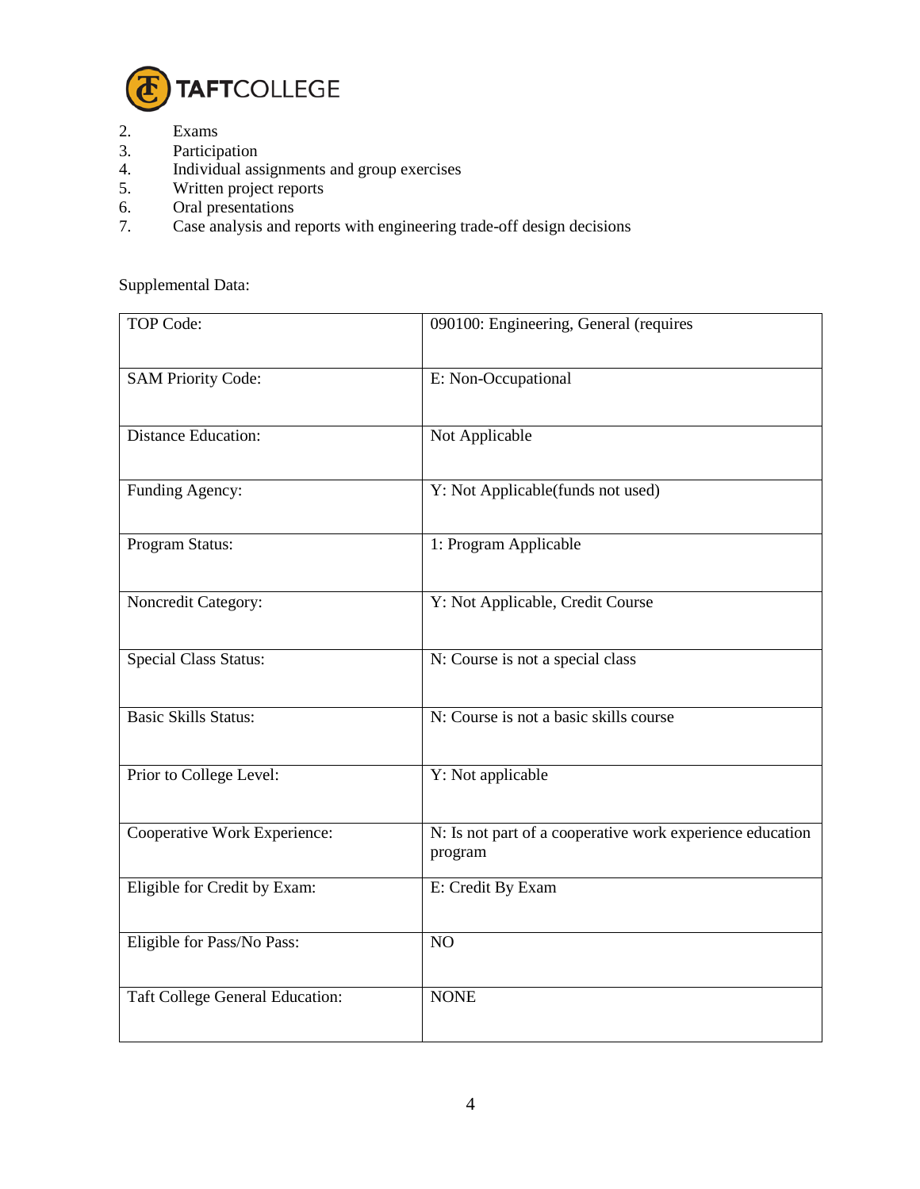2. Exams
3. Participation
4. Individual assignments and group exercises
5. Written project reports
6. Oral presentations
7. Case analysis and reports with engineering trade-off design decisions

Supplemental Data:

| | |
|---|---|
| TOP Code: | 090100: Engineering, General (requires |
| SAM Priority Code: | E: Non-Occupational |
| Distance Education: | Not Applicable |
| Funding Agency: | Y: Not Applicable(funds not used) |
| Program Status: | 1: Program Applicable |
| Noncredit Category: | Y: Not Applicable, Credit Course |
| Special Class Status: | N: Course is not a special class |
| Basic Skills Status: | N: Course is not a basic skills course |
| Prior to College Level: | Y: Not applicable |
| Cooperative Work Experience: | N: Is not part of a cooperative work experience education program |
| Eligible for Credit by Exam: | E: Credit By Exam |
| Eligible for Pass/No Pass: | NO |
| Taft College General Education: | NONE |